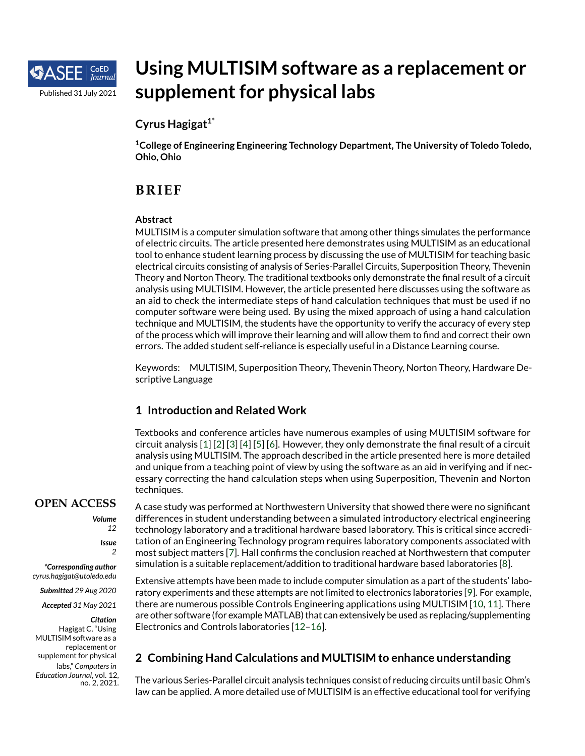# Using MULTISIM software as a replacement or supplement for physical labs

**Cyrus Hagigat[1*]**

**[1]College of Engineering Engineering Technology Department, The University of Toledo Toledo, Ohio, Ohio**

## BRIEF

**Abstract**

MULTISIM is a computer simulation software that among other things simulates the performance of electric circuits. The article presented here demonstrates using MULTISIM as an educational tool to enhance student learning process by discussing the use of MULTISIM for teaching basic electrical circuits consisting of analysis of Series-Parallel Circuits, Superposition Theory, Thevenin Theory and Norton Theory. The traditional textbooks only demonstrate the final result of a circuit analysis using MULTISIM. However, the article presented here discusses using the software as an aid to check the intermediate steps of hand calculation techniques that must be used if no computer software were being used. By using the mixed approach of using a hand calculation technique and MULTISIM, the students have the opportunity to verify the accuracy of every step of the process which will improve their learning and will allow them to find and correct their own errors. The added student self-reliance is especially useful in a Distance Learning course.

Keywords: MULTISIM, Superposition Theory, Thevenin Theory, Norton Theory, Hardware Descriptive Language

**OPEN ACCESS**

*Volume* 12

*Issue* 2

***Corresponding author*** cyrus.hagigat@utoledo.edu

***Submitted*** *29 Aug 2020*

***Accepted*** *31 May 2021*

***Citation*** Hagigat C. "Using MULTISIM software as a replacement or supplement for physical labs," *Computers in Education Journal*, vol. 12, no. 2, 2021.

Published 31 July 2021

## 1 Introduction and Related Work

Textbooks and conference articles have numerous examples of using MULTISIM software for circuit analysis [1] [2] [3] [4] [5] [6]. However, they only demonstrate the final result of a circuit analysis using MULTISIM. The approach described in the article presented here is more detailed and unique from a teaching point of view by using the software as an aid in verifying and if necessary correcting the hand calculation steps when using Superposition, Thevenin and Norton techniques.

A case study was performed at Northwestern University that showed there were no significant differences in student understanding between a simulated introductory electrical engineering technology laboratory and a traditional hardware based laboratory. This is critical since accreditation of an Engineering Technology program requires laboratory components associated with most subject matters [7]. Hall confirms the conclusion reached at Northwestern that computer simulation is a suitable replacement/addition to traditional hardware based laboratories [8].

Extensive attempts have been made to include computer simulation as a part of the students' laboratory experiments and these attempts are not limited to electronics laboratories [9]. For example, there are numerous possible Controls Engineering applications using MULTISIM [10, 11]. There are other software (for example MATLAB) that can extensively be used as replacing/supplementing Electronics and Controls laboratories [12–16].

## 2 Combining Hand Calculations and MULTISIM to enhance understanding

The various Series-Parallel circuit analysis techniques consist of reducing circuits until basic Ohm's law can be applied. A more detailed use of MULTISIM is an effective educational tool for verifying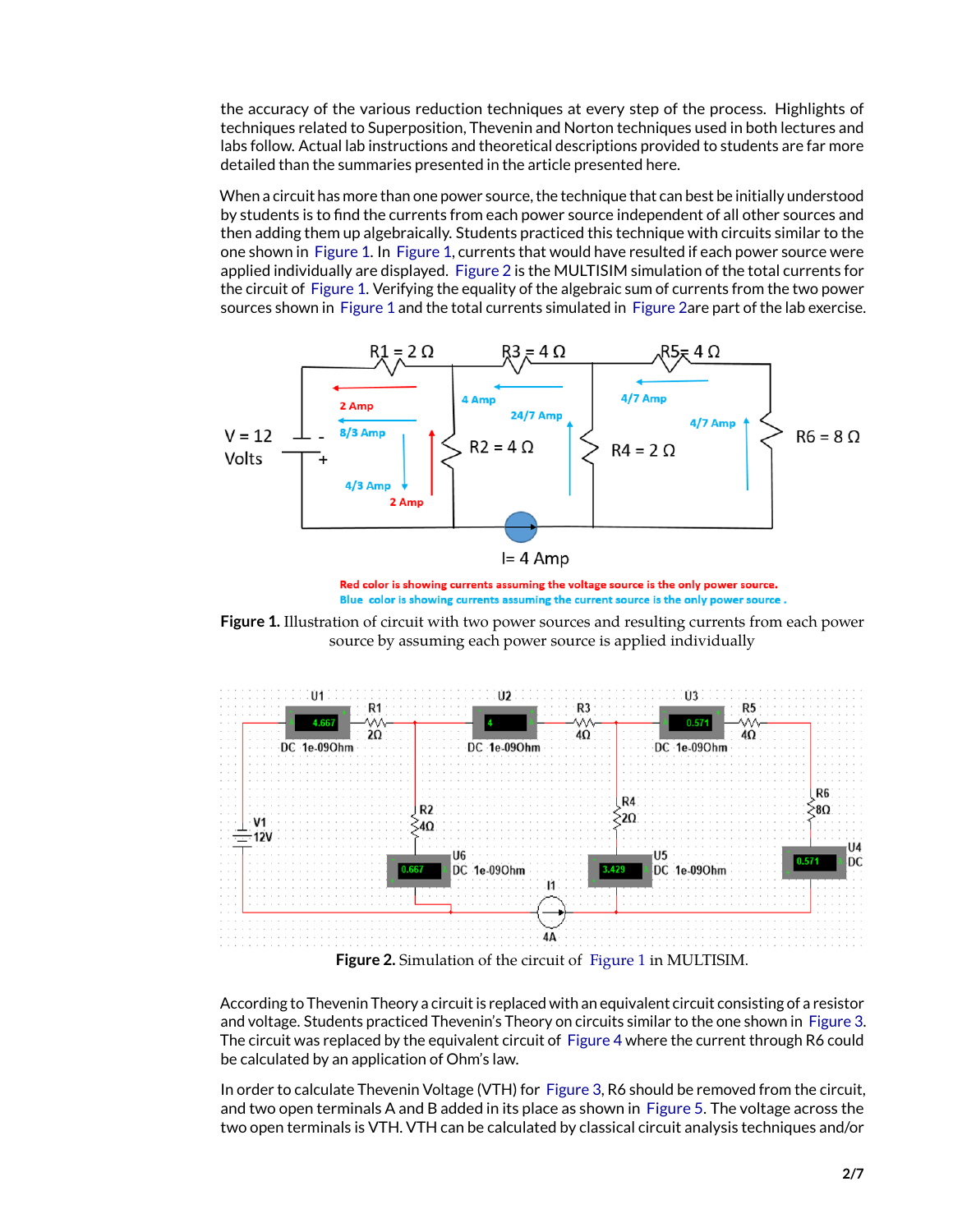the accuracy of the various reduction techniques at every step of the process. Highlights of techniques related to Superposition, Thevenin and Norton techniques used in both lectures and labs follow. Actual lab instructions and theoretical descriptions provided to students are far more detailed than the summaries presented in the article presented here.

When a circuit has more than one power source, the technique that can best be initially understood by students is to find the currents from each power source independent of all other sources and then adding them up algebraically. Students practiced this technique with circuits similar to the one shown in Figure 1. In Figure 1, currents that would have resulted if each power source were applied individually are displayed. Figure 2 is the MULTISIM simulation of the total currents for the circuit of Figure 1. Verifying the equality of the algebraic sum of currents from the two power sources shown in Figure 1 and the total currents simulated in Figure 2are part of the lab exercise.

Red color is showing currents assuming the voltage source is the only power source.
Blue color is showing currents assuming the current source is the only power source .

**Figure 1.** Illustration of circuit with two power sources and resulting currents from each power source by assuming each power source is applied individually

**Figure 2.** Simulation of the circuit of Figure 1 in MULTISIM.

According to Thevenin Theory a circuit is replaced with an equivalent circuit consisting of a resistor and voltage. Students practiced Thevenin's Theory on circuits similar to the one shown in Figure 3. The circuit was replaced by the equivalent circuit of Figure 4 where the current through R6 could be calculated by an application of Ohm's law.

In order to calculate Thevenin Voltage (VTH) for Figure 3, R6 should be removed from the circuit, and two open terminals A and B added in its place as shown in Figure 5. The voltage across the two open terminals is VTH. VTH can be calculated by classical circuit analysis techniques and/or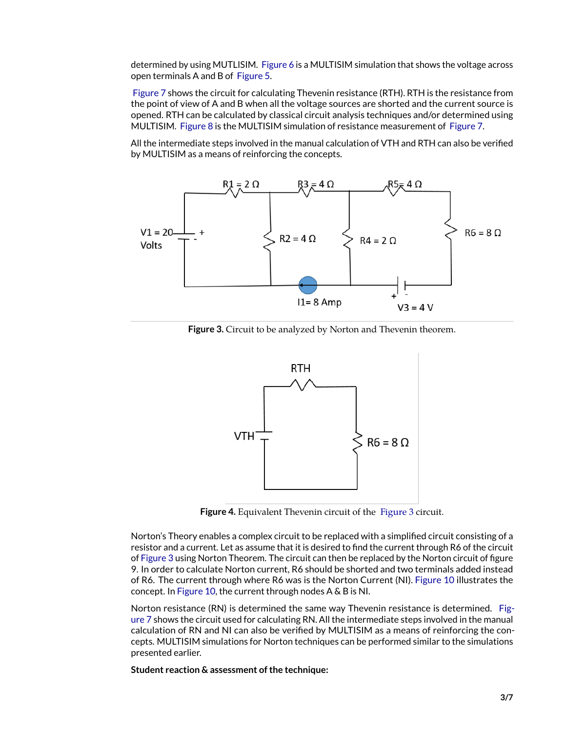determined by using MUTLISIM. Figure 6 is a MULTISIM simulation that shows the voltage across open terminals A and B of Figure 5.

Figure 7 shows the circuit for calculating Thevenin resistance (RTH). RTH is the resistance from the point of view of A and B when all the voltage sources are shorted and the current source is opened. RTH can be calculated by classical circuit analysis techniques and/or determined using MULTISIM. Figure 8 is the MULTISIM simulation of resistance measurement of Figure 7.

All the intermediate steps involved in the manual calculation of VTH and RTH can also be verified by MULTISIM as a means of reinforcing the concepts.

**Figure 3.** Circuit to be analyzed by Norton and Thevenin theorem.

**Figure 4.** Equivalent Thevenin circuit of the Figure 3 circuit.

Norton's Theory enables a complex circuit to be replaced with a simplified circuit consisting of a resistor and a current. Let as assume that it is desired to find the current through R6 of the circuit of Figure 3 using Norton Theorem. The circuit can then be replaced by the Norton circuit of figure 9. In order to calculate Norton current, R6 should be shorted and two terminals added instead of R6. The current through where R6 was is the Norton Current (NI). Figure 10 illustrates the concept. In Figure 10, the current through nodes A & B is NI.

Norton resistance (RN) is determined the same way Thevenin resistance is determined. Figure 7 shows the circuit used for calculating RN. All the intermediate steps involved in the manual calculation of RN and NI can also be verified by MULTISIM as a means of reinforcing the concepts. MULTISIM simulations for Norton techniques can be performed similar to the simulations presented earlier.

**Student reaction & assessment of the technique:**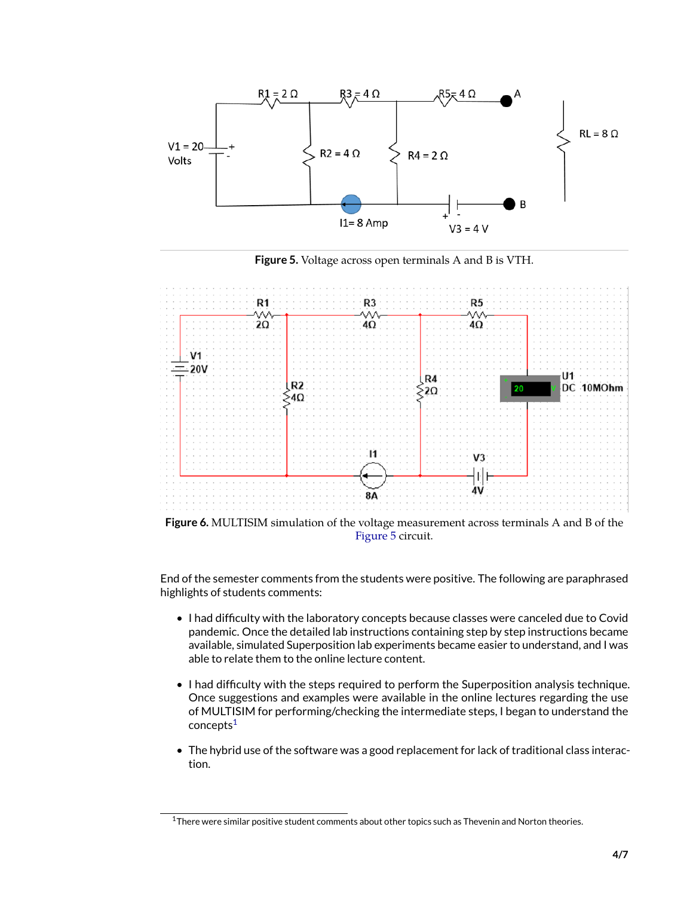**Figure 5.** Voltage across open terminals A and B is VTH.

**Figure 6.** MULTISIM simulation of the voltage measurement across terminals A and B of the Figure 5 circuit.

End of the semester comments from the students were positive. The following are paraphrased highlights of students comments:

- I had difficulty with the laboratory concepts because classes were canceled due to Covid pandemic. Once the detailed lab instructions containing step by step instructions became available, simulated Superposition lab experiments became easier to understand, and I was able to relate them to the online lecture content.
- I had difficulty with the steps required to perform the Superposition analysis technique. Once suggestions and examples were available in the online lectures regarding the use of MULTISIM for performing/checking the intermediate steps, I began to understand the concepts[1]
- The hybrid use of the software was a good replacement for lack of traditional class interaction.

[1]There were similar positive student comments about other topics such as Thevenin and Norton theories.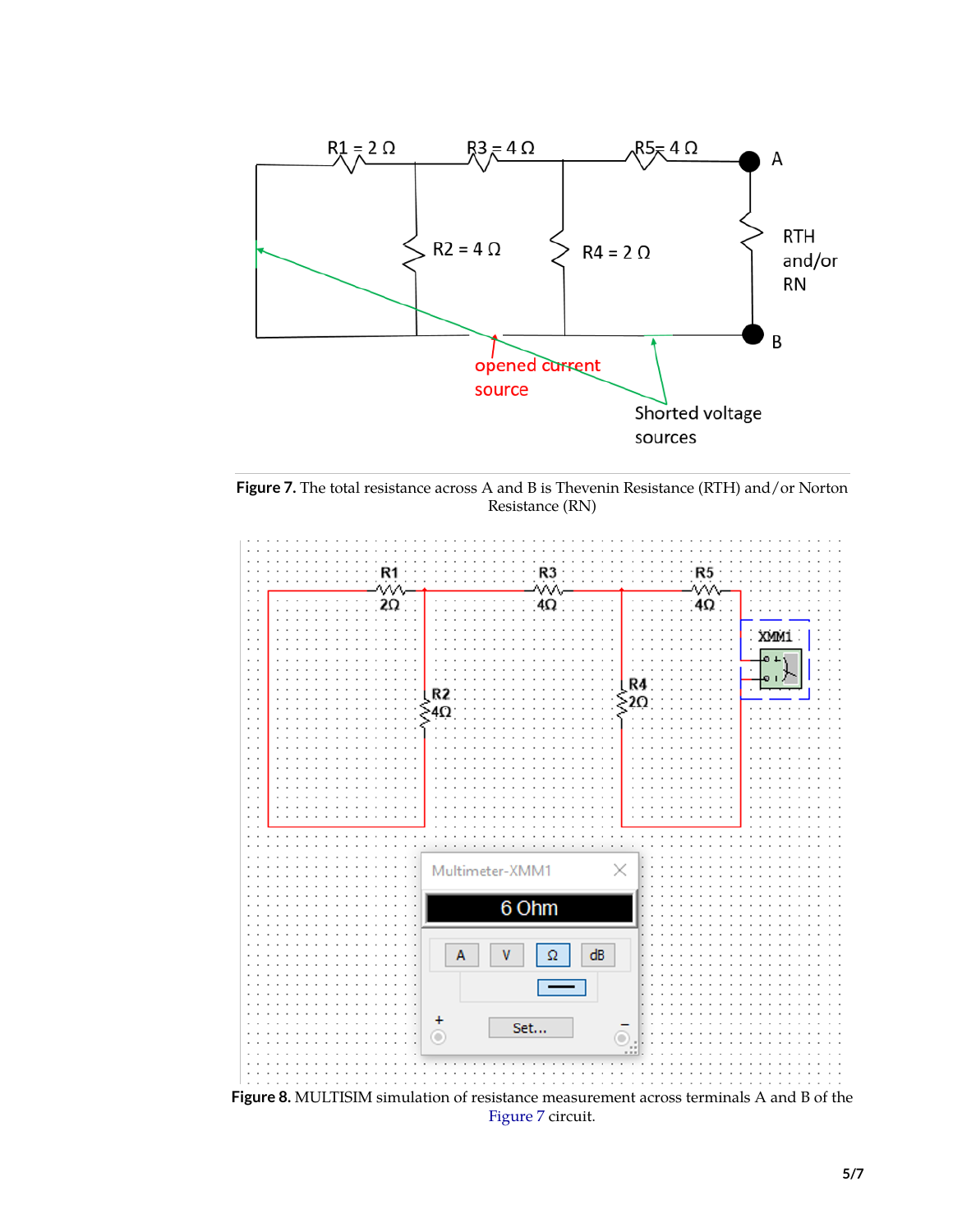**Figure 7.** The total resistance across A and B is Thevenin Resistance (RTH) and/or Norton Resistance (RN)

**Figure 8.** MULTISIM simulation of resistance measurement across terminals A and B of the Figure 7 circuit.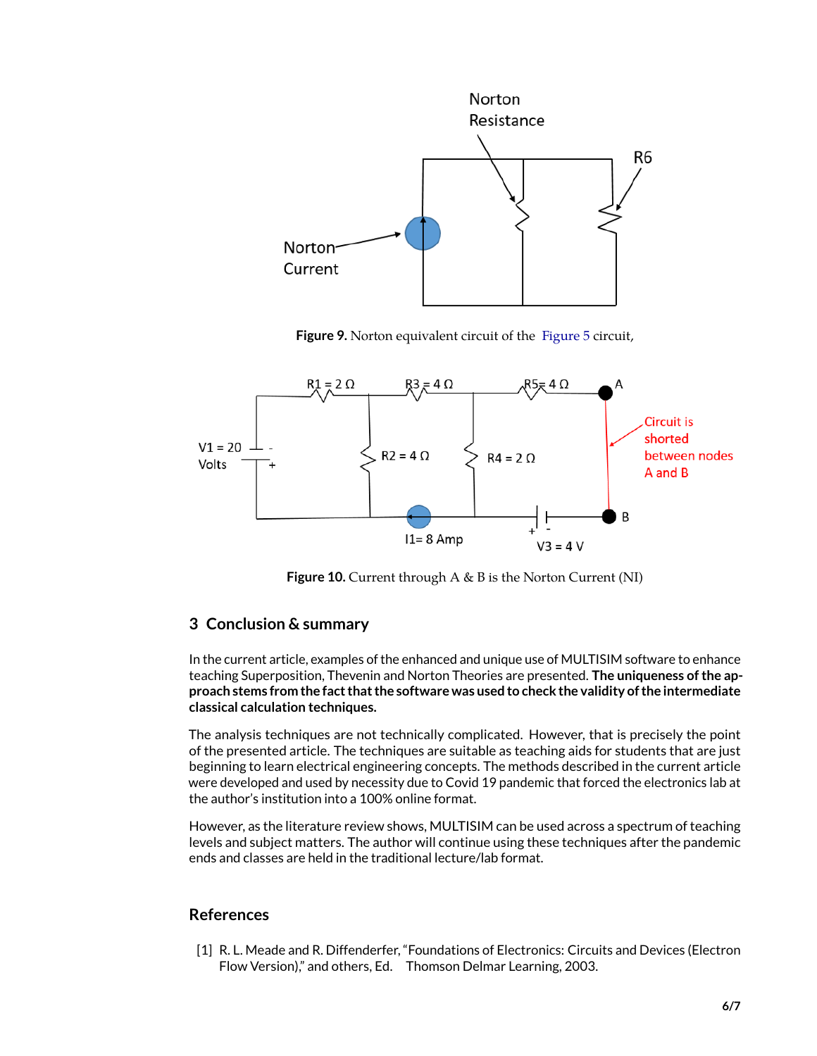**Figure 9.** Norton equivalent circuit of the Figure 5 circuit,

**Figure 10.** Current through A & B is the Norton Current (NI)

## 3 Conclusion & summary

In the current article, examples of the enhanced and unique use of MULTISIM software to enhance teaching Superposition, Thevenin and Norton Theories are presented. **The uniqueness of the approach stems from the fact that the software was used to check the validity of the intermediate classical calculation techniques.**

The analysis techniques are not technically complicated. However, that is precisely the point of the presented article. The techniques are suitable as teaching aids for students that are just beginning to learn electrical engineering concepts. The methods described in the current article were developed and used by necessity due to Covid 19 pandemic that forced the electronics lab at the author's institution into a 100% online format.

However, as the literature review shows, MULTISIM can be used across a spectrum of teaching levels and subject matters. The author will continue using these techniques after the pandemic ends and classes are held in the traditional lecture/lab format.

## References

[1] R. L. Meade and R. Diffenderfer, "Foundations of Electronics: Circuits and Devices (Electron Flow Version)," and others, Ed. Thomson Delmar Learning, 2003.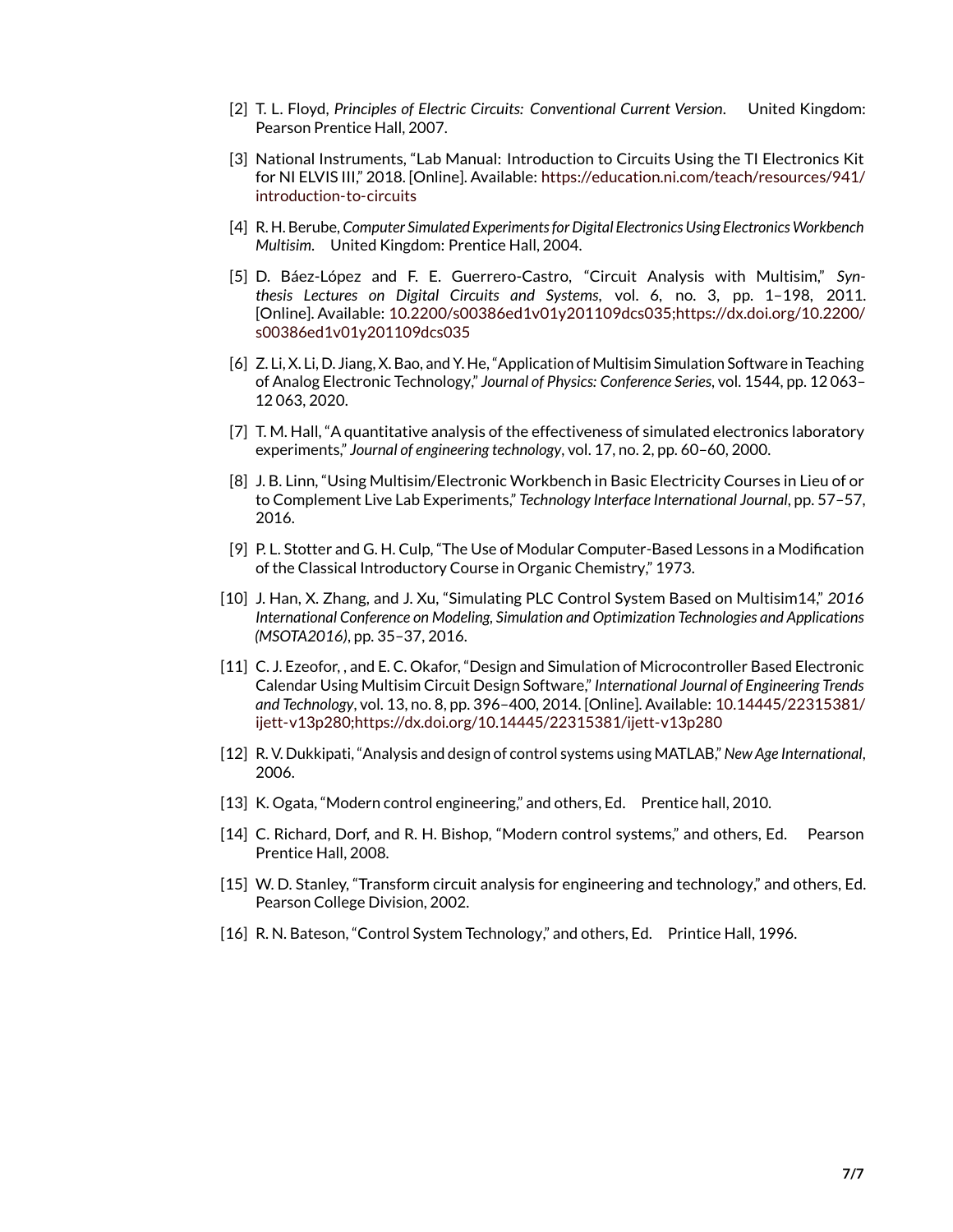[2] T. L. Floyd, *Principles of Electric Circuits: Conventional Current Version*. United Kingdom: Pearson Prentice Hall, 2007.

[3] National Instruments, "Lab Manual: Introduction to Circuits Using the TI Electronics Kit for NI ELVIS III," 2018. [Online]. Available: https://education.ni.com/teach/resources/941/introduction-to-circuits

[4] R. H. Berube, *Computer Simulated Experiments for Digital Electronics Using Electronics Workbench Multisim*. United Kingdom: Prentice Hall, 2004.

[5] D. Báez-López and F. E. Guerrero-Castro, "Circuit Analysis with Multisim," *Synthesis Lectures on Digital Circuits and Systems*, vol. 6, no. 3, pp. 1–198, 2011. [Online]. Available: 10.2200/s00386ed1v01y201109dcs035;https://dx.doi.org/10.2200/s00386ed1v01y201109dcs035

[6] Z. Li, X. Li, D. Jiang, X. Bao, and Y. He, "Application of Multisim Simulation Software in Teaching of Analog Electronic Technology," *Journal of Physics: Conference Series*, vol. 1544, pp. 12 063–12 063, 2020.

[7] T. M. Hall, "A quantitative analysis of the effectiveness of simulated electronics laboratory experiments," *Journal of engineering technology*, vol. 17, no. 2, pp. 60–60, 2000.

[8] J. B. Linn, "Using Multisim/Electronic Workbench in Basic Electricity Courses in Lieu of or to Complement Live Lab Experiments," *Technology Interface International Journal*, pp. 57–57, 2016.

[9] P. L. Stotter and G. H. Culp, "The Use of Modular Computer-Based Lessons in a Modification of the Classical Introductory Course in Organic Chemistry," 1973.

[10] J. Han, X. Zhang, and J. Xu, "Simulating PLC Control System Based on Multisim14," *2016 International Conference on Modeling, Simulation and Optimization Technologies and Applications (MSOTA2016)*, pp. 35–37, 2016.

[11] C. J. Ezeofor, , and E. C. Okafor, "Design and Simulation of Microcontroller Based Electronic Calendar Using Multisim Circuit Design Software," *International Journal of Engineering Trends and Technology*, vol. 13, no. 8, pp. 396–400, 2014. [Online]. Available: 10.14445/22315381/ijett-v13p280;https://dx.doi.org/10.14445/22315381/ijett-v13p280

[12] R. V. Dukkipati, "Analysis and design of control systems using MATLAB," *New Age International*, 2006.

[13] K. Ogata, "Modern control engineering," and others, Ed. Prentice hall, 2010.

[14] C. Richard, Dorf, and R. H. Bishop, "Modern control systems," and others, Ed. Pearson Prentice Hall, 2008.

[15] W. D. Stanley, "Transform circuit analysis for engineering and technology," and others, Ed. Pearson College Division, 2002.

[16] R. N. Bateson, "Control System Technology," and others, Ed. Printice Hall, 1996.